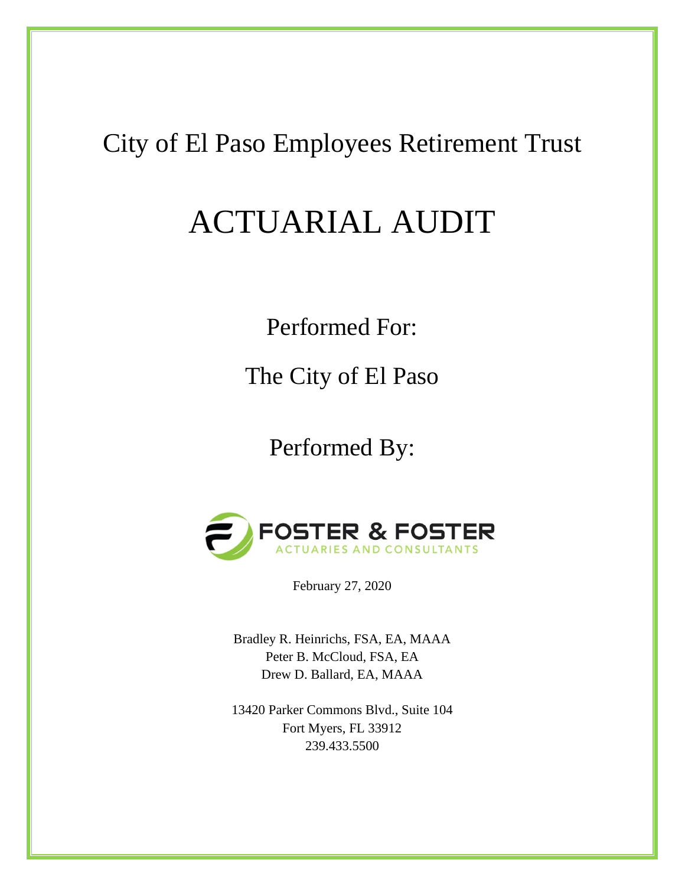City of El Paso Employees Retirement Trust

# ACTUARIAL AUDIT

Performed For:

The City of El Paso

Performed By:

FOSTER & FOSTER
ACTUARIES AND CONSULTANTS

February 27, 2020

Bradley R. Heinrichs, FSA, EA, MAAA
Peter B. McCloud, FSA, EA
Drew D. Ballard, EA, MAAA

13420 Parker Commons Blvd., Suite 104
Fort Myers, FL 33912
239.433.5500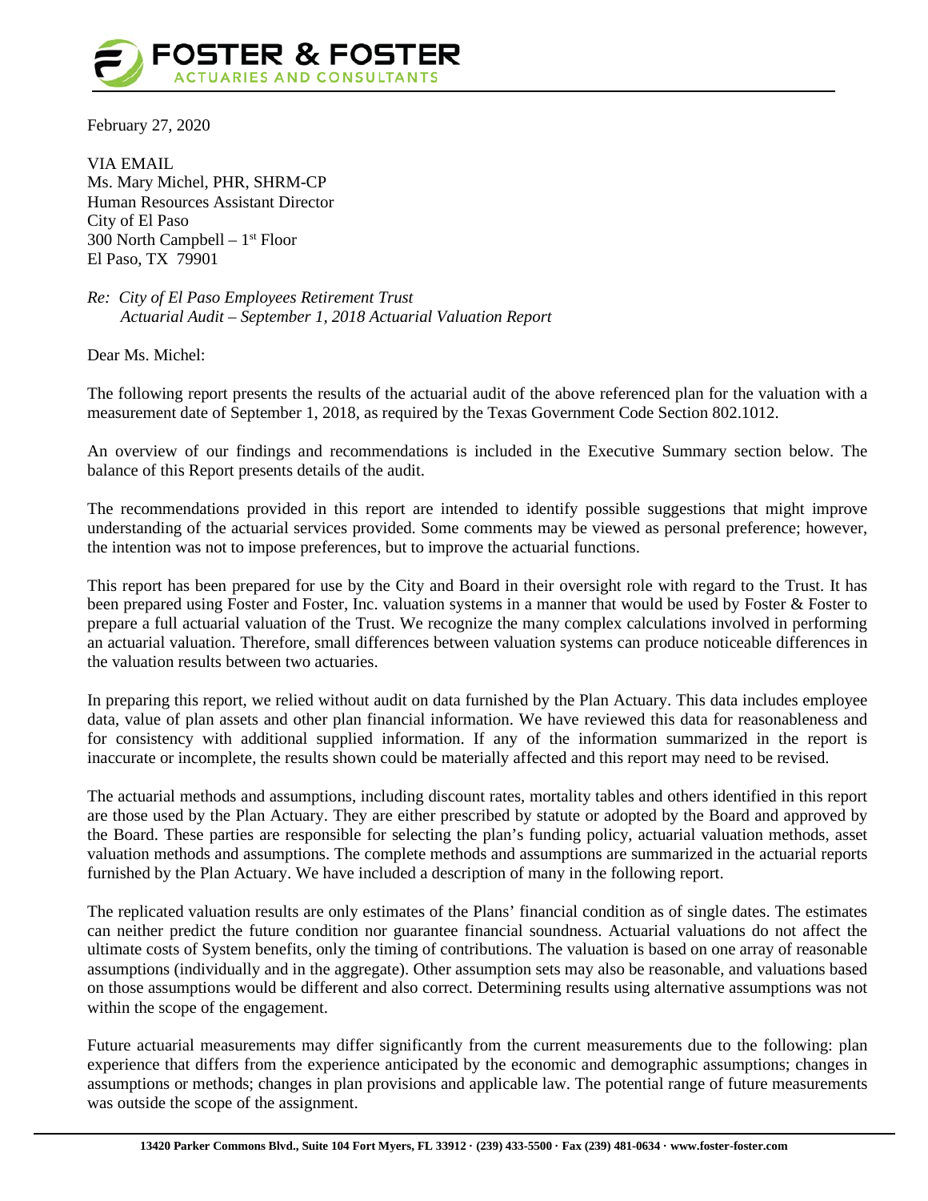February 27, 2020

VIA EMAIL
Ms. Mary Michel, PHR, SHRM-CP
Human Resources Assistant Director
City of El Paso
300 North Campbell – 1st Floor
El Paso, TX 79901

*Re: City of El Paso Employees Retirement Trust*
*Actuarial Audit – September 1, 2018 Actuarial Valuation Report*

Dear Ms. Michel:

The following report presents the results of the actuarial audit of the above referenced plan for the valuation with a measurement date of September 1, 2018, as required by the Texas Government Code Section 802.1012.

An overview of our findings and recommendations is included in the Executive Summary section below. The balance of this Report presents details of the audit.

The recommendations provided in this report are intended to identify possible suggestions that might improve understanding of the actuarial services provided. Some comments may be viewed as personal preference; however, the intention was not to impose preferences, but to improve the actuarial functions.

This report has been prepared for use by the City and Board in their oversight role with regard to the Trust. It has been prepared using Foster and Foster, Inc. valuation systems in a manner that would be used by Foster & Foster to prepare a full actuarial valuation of the Trust. We recognize the many complex calculations involved in performing an actuarial valuation. Therefore, small differences between valuation systems can produce noticeable differences in the valuation results between two actuaries.

In preparing this report, we relied without audit on data furnished by the Plan Actuary. This data includes employee data, value of plan assets and other plan financial information. We have reviewed this data for reasonableness and for consistency with additional supplied information. If any of the information summarized in the report is inaccurate or incomplete, the results shown could be materially affected and this report may need to be revised.

The actuarial methods and assumptions, including discount rates, mortality tables and others identified in this report are those used by the Plan Actuary. They are either prescribed by statute or adopted by the Board and approved by the Board. These parties are responsible for selecting the plan's funding policy, actuarial valuation methods, asset valuation methods and assumptions. The complete methods and assumptions are summarized in the actuarial reports furnished by the Plan Actuary. We have included a description of many in the following report.

The replicated valuation results are only estimates of the Plans' financial condition as of single dates. The estimates can neither predict the future condition nor guarantee financial soundness. Actuarial valuations do not affect the ultimate costs of System benefits, only the timing of contributions. The valuation is based on one array of reasonable assumptions (individually and in the aggregate). Other assumption sets may also be reasonable, and valuations based on those assumptions would be different and also correct. Determining results using alternative assumptions was not within the scope of the engagement.

Future actuarial measurements may differ significantly from the current measurements due to the following: plan experience that differs from the experience anticipated by the economic and demographic assumptions; changes in assumptions or methods; changes in plan provisions and applicable law. The potential range of future measurements was outside the scope of the assignment.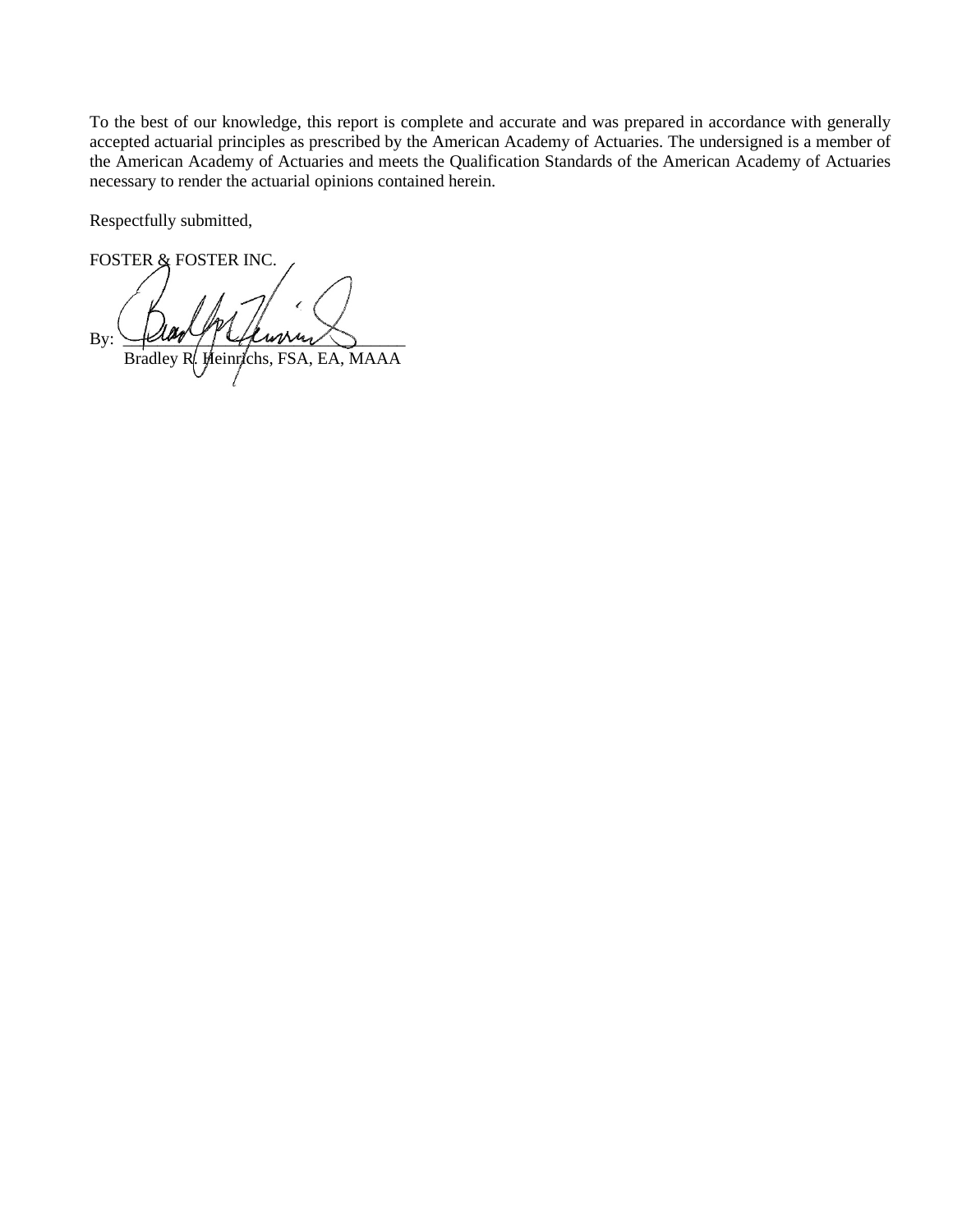To the best of our knowledge, this report is complete and accurate and was prepared in accordance with generally accepted actuarial principles as prescribed by the American Academy of Actuaries. The undersigned is a member of the American Academy of Actuaries and meets the Qualification Standards of the American Academy of Actuaries necessary to render the actuarial opinions contained herein.

Respectfully submitted,

FOSTER & FOSTER INC.

By: ______________________________
Bradley R. Heinrichs, FSA, EA, MAAA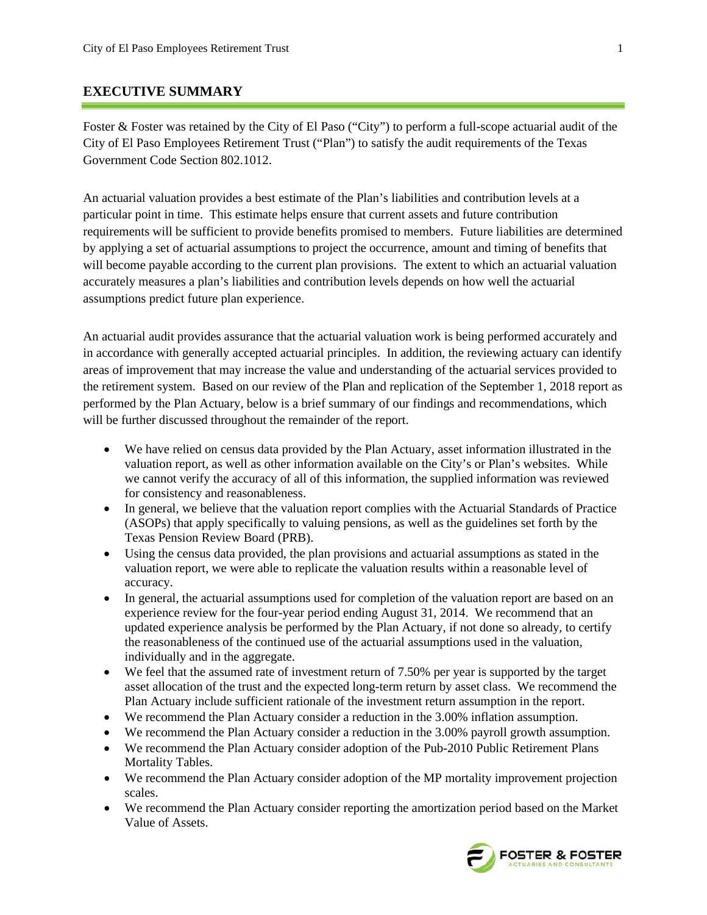## EXECUTIVE SUMMARY

Foster & Foster was retained by the City of El Paso ("City") to perform a full-scope actuarial audit of the City of El Paso Employees Retirement Trust ("Plan") to satisfy the audit requirements of the Texas Government Code Section 802.1012.

An actuarial valuation provides a best estimate of the Plan's liabilities and contribution levels at a particular point in time. This estimate helps ensure that current assets and future contribution requirements will be sufficient to provide benefits promised to members. Future liabilities are determined by applying a set of actuarial assumptions to project the occurrence, amount and timing of benefits that will become payable according to the current plan provisions. The extent to which an actuarial valuation accurately measures a plan's liabilities and contribution levels depends on how well the actuarial assumptions predict future plan experience.

An actuarial audit provides assurance that the actuarial valuation work is being performed accurately and in accordance with generally accepted actuarial principles. In addition, the reviewing actuary can identify areas of improvement that may increase the value and understanding of the actuarial services provided to the retirement system. Based on our review of the Plan and replication of the September 1, 2018 report as performed by the Plan Actuary, below is a brief summary of our findings and recommendations, which will be further discussed throughout the remainder of the report.

- We have relied on census data provided by the Plan Actuary, asset information illustrated in the valuation report, as well as other information available on the City's or Plan's websites. While we cannot verify the accuracy of all of this information, the supplied information was reviewed for consistency and reasonableness.
- In general, we believe that the valuation report complies with the Actuarial Standards of Practice (ASOPs) that apply specifically to valuing pensions, as well as the guidelines set forth by the Texas Pension Review Board (PRB).
- Using the census data provided, the plan provisions and actuarial assumptions as stated in the valuation report, we were able to replicate the valuation results within a reasonable level of accuracy.
- In general, the actuarial assumptions used for completion of the valuation report are based on an experience review for the four-year period ending August 31, 2014. We recommend that an updated experience analysis be performed by the Plan Actuary, if not done so already, to certify the reasonableness of the continued use of the actuarial assumptions used in the valuation, individually and in the aggregate.
- We feel that the assumed rate of investment return of 7.50% per year is supported by the target asset allocation of the trust and the expected long-term return by asset class. We recommend the Plan Actuary include sufficient rationale of the investment return assumption in the report.
- We recommend the Plan Actuary consider a reduction in the 3.00% inflation assumption.
- We recommend the Plan Actuary consider a reduction in the 3.00% payroll growth assumption.
- We recommend the Plan Actuary consider adoption of the Pub-2010 Public Retirement Plans Mortality Tables.
- We recommend the Plan Actuary consider adoption of the MP mortality improvement projection scales.
- We recommend the Plan Actuary consider reporting the amortization period based on the Market Value of Assets.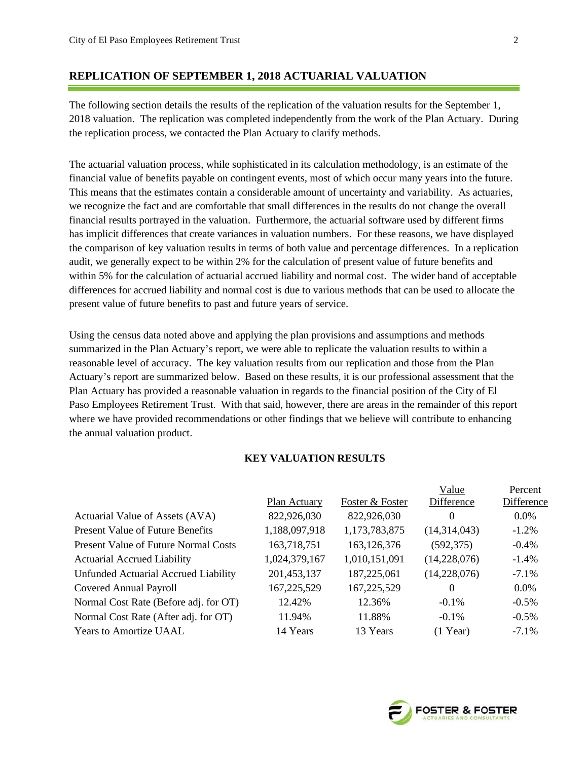## REPLICATION OF SEPTEMBER 1, 2018 ACTUARIAL VALUATION

The following section details the results of the replication of the valuation results for the September 1, 2018 valuation. The replication was completed independently from the work of the Plan Actuary. During the replication process, we contacted the Plan Actuary to clarify methods.

The actuarial valuation process, while sophisticated in its calculation methodology, is an estimate of the financial value of benefits payable on contingent events, most of which occur many years into the future. This means that the estimates contain a considerable amount of uncertainty and variability. As actuaries, we recognize the fact and are comfortable that small differences in the results do not change the overall financial results portrayed in the valuation. Furthermore, the actuarial software used by different firms has implicit differences that create variances in valuation numbers. For these reasons, we have displayed the comparison of key valuation results in terms of both value and percentage differences. In a replication audit, we generally expect to be within 2% for the calculation of present value of future benefits and within 5% for the calculation of actuarial accrued liability and normal cost. The wider band of acceptable differences for accrued liability and normal cost is due to various methods that can be used to allocate the present value of future benefits to past and future years of service.

Using the census data noted above and applying the plan provisions and assumptions and methods summarized in the Plan Actuary's report, we were able to replicate the valuation results to within a reasonable level of accuracy. The key valuation results from our replication and those from the Plan Actuary's report are summarized below. Based on these results, it is our professional assessment that the Plan Actuary has provided a reasonable valuation in regards to the financial position of the City of El Paso Employees Retirement Trust. With that said, however, there are areas in the remainder of this report where we have provided recommendations or other findings that we believe will contribute to enhancing the annual valuation product.

### KEY VALUATION RESULTS

| | Plan Actuary | Foster & Foster | Value Difference | Percent Difference |
|---|---|---|---|---|
| Actuarial Value of Assets (AVA) | 822,926,030 | 822,926,030 | 0 | 0.0% |
| Present Value of Future Benefits | 1,188,097,918 | 1,173,783,875 | (14,314,043) | -1.2% |
| Present Value of Future Normal Costs | 163,718,751 | 163,126,376 | (592,375) | -0.4% |
| Actuarial Accrued Liability | 1,024,379,167 | 1,010,151,091 | (14,228,076) | -1.4% |
| Unfunded Actuarial Accrued Liability | 201,453,137 | 187,225,061 | (14,228,076) | -7.1% |
| Covered Annual Payroll | 167,225,529 | 167,225,529 | 0 | 0.0% |
| Normal Cost Rate (Before adj. for OT) | 12.42% | 12.36% | -0.1% | -0.5% |
| Normal Cost Rate (After adj. for OT) | 11.94% | 11.88% | -0.1% | -0.5% |
| Years to Amortize UAAL | 14 Years | 13 Years | (1 Year) | -7.1% |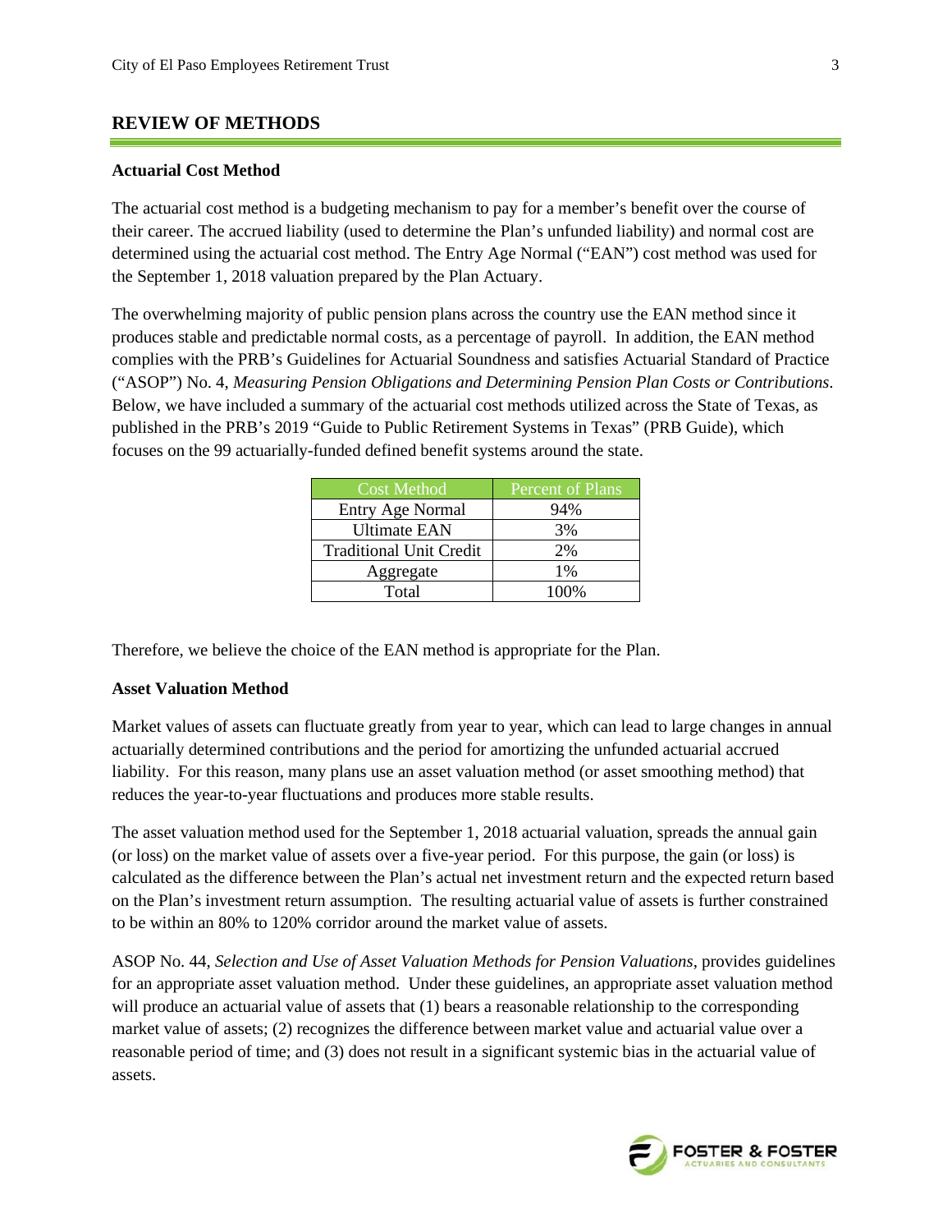## REVIEW OF METHODS

### Actuarial Cost Method

The actuarial cost method is a budgeting mechanism to pay for a member's benefit over the course of their career. The accrued liability (used to determine the Plan's unfunded liability) and normal cost are determined using the actuarial cost method. The Entry Age Normal ("EAN") cost method was used for the September 1, 2018 valuation prepared by the Plan Actuary.

The overwhelming majority of public pension plans across the country use the EAN method since it produces stable and predictable normal costs, as a percentage of payroll. In addition, the EAN method complies with the PRB's Guidelines for Actuarial Soundness and satisfies Actuarial Standard of Practice ("ASOP") No. 4, *Measuring Pension Obligations and Determining Pension Plan Costs or Contributions*. Below, we have included a summary of the actuarial cost methods utilized across the State of Texas, as published in the PRB's 2019 "Guide to Public Retirement Systems in Texas" (PRB Guide), which focuses on the 99 actuarially-funded defined benefit systems around the state.

| Cost Method | Percent of Plans |
|---|---|
| Entry Age Normal | 94% |
| Ultimate EAN | 3% |
| Traditional Unit Credit | 2% |
| Aggregate | 1% |
| Total | 100% |

Therefore, we believe the choice of the EAN method is appropriate for the Plan.

### Asset Valuation Method

Market values of assets can fluctuate greatly from year to year, which can lead to large changes in annual actuarially determined contributions and the period for amortizing the unfunded actuarial accrued liability. For this reason, many plans use an asset valuation method (or asset smoothing method) that reduces the year-to-year fluctuations and produces more stable results.

The asset valuation method used for the September 1, 2018 actuarial valuation, spreads the annual gain (or loss) on the market value of assets over a five-year period. For this purpose, the gain (or loss) is calculated as the difference between the Plan's actual net investment return and the expected return based on the Plan's investment return assumption. The resulting actuarial value of assets is further constrained to be within an 80% to 120% corridor around the market value of assets.

ASOP No. 44, *Selection and Use of Asset Valuation Methods for Pension Valuations*, provides guidelines for an appropriate asset valuation method. Under these guidelines, an appropriate asset valuation method will produce an actuarial value of assets that (1) bears a reasonable relationship to the corresponding market value of assets; (2) recognizes the difference between market value and actuarial value over a reasonable period of time; and (3) does not result in a significant systemic bias in the actuarial value of assets.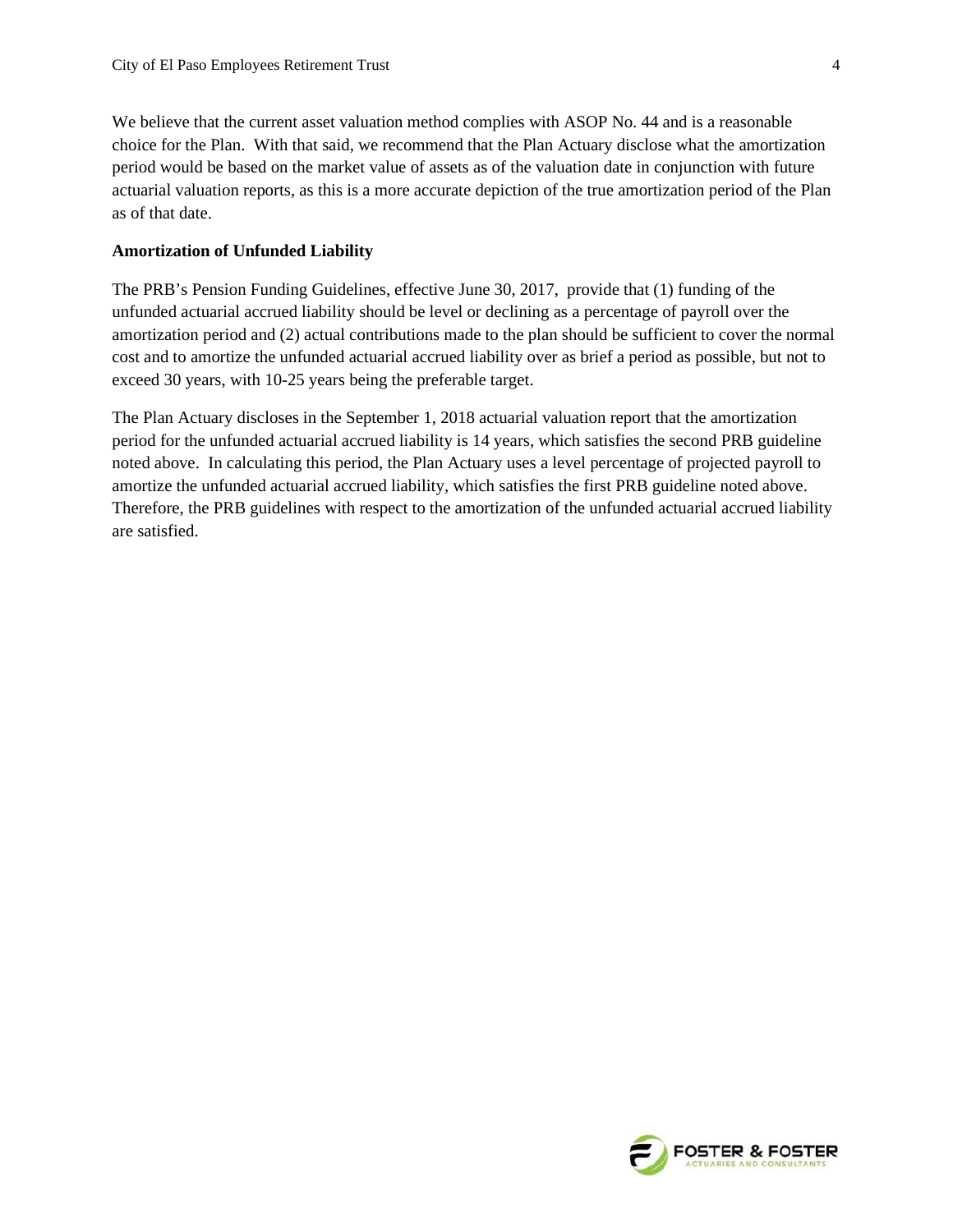We believe that the current asset valuation method complies with ASOP No. 44 and is a reasonable choice for the Plan. With that said, we recommend that the Plan Actuary disclose what the amortization period would be based on the market value of assets as of the valuation date in conjunction with future actuarial valuation reports, as this is a more accurate depiction of the true amortization period of the Plan as of that date.

**Amortization of Unfunded Liability**

The PRB's Pension Funding Guidelines, effective June 30, 2017, provide that (1) funding of the unfunded actuarial accrued liability should be level or declining as a percentage of payroll over the amortization period and (2) actual contributions made to the plan should be sufficient to cover the normal cost and to amortize the unfunded actuarial accrued liability over as brief a period as possible, but not to exceed 30 years, with 10-25 years being the preferable target.

The Plan Actuary discloses in the September 1, 2018 actuarial valuation report that the amortization period for the unfunded actuarial accrued liability is 14 years, which satisfies the second PRB guideline noted above. In calculating this period, the Plan Actuary uses a level percentage of projected payroll to amortize the unfunded actuarial accrued liability, which satisfies the first PRB guideline noted above. Therefore, the PRB guidelines with respect to the amortization of the unfunded actuarial accrued liability are satisfied.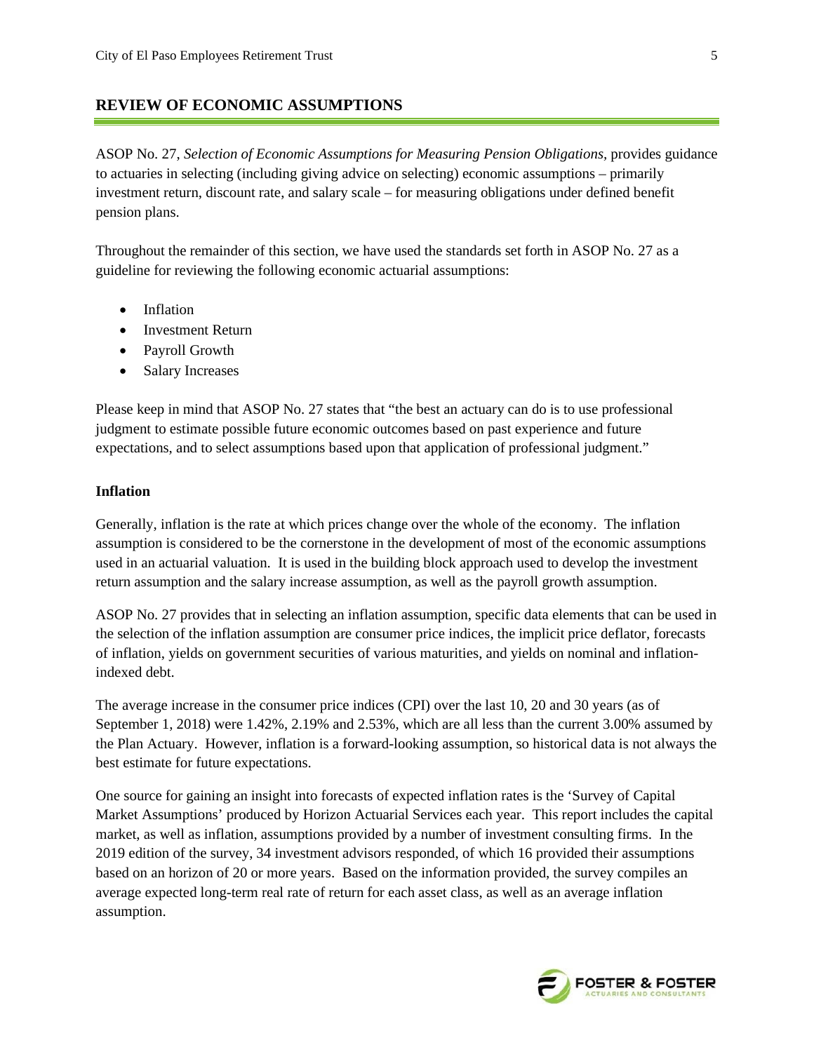## REVIEW OF ECONOMIC ASSUMPTIONS

ASOP No. 27, *Selection of Economic Assumptions for Measuring Pension Obligations*, provides guidance to actuaries in selecting (including giving advice on selecting) economic assumptions – primarily investment return, discount rate, and salary scale – for measuring obligations under defined benefit pension plans.

Throughout the remainder of this section, we have used the standards set forth in ASOP No. 27 as a guideline for reviewing the following economic actuarial assumptions:

- Inflation
- Investment Return
- Payroll Growth
- Salary Increases

Please keep in mind that ASOP No. 27 states that "the best an actuary can do is to use professional judgment to estimate possible future economic outcomes based on past experience and future expectations, and to select assumptions based upon that application of professional judgment."

### Inflation

Generally, inflation is the rate at which prices change over the whole of the economy. The inflation assumption is considered to be the cornerstone in the development of most of the economic assumptions used in an actuarial valuation. It is used in the building block approach used to develop the investment return assumption and the salary increase assumption, as well as the payroll growth assumption.

ASOP No. 27 provides that in selecting an inflation assumption, specific data elements that can be used in the selection of the inflation assumption are consumer price indices, the implicit price deflator, forecasts of inflation, yields on government securities of various maturities, and yields on nominal and inflation-indexed debt.

The average increase in the consumer price indices (CPI) over the last 10, 20 and 30 years (as of September 1, 2018) were 1.42%, 2.19% and 2.53%, which are all less than the current 3.00% assumed by the Plan Actuary. However, inflation is a forward-looking assumption, so historical data is not always the best estimate for future expectations.

One source for gaining an insight into forecasts of expected inflation rates is the 'Survey of Capital Market Assumptions' produced by Horizon Actuarial Services each year. This report includes the capital market, as well as inflation, assumptions provided by a number of investment consulting firms. In the 2019 edition of the survey, 34 investment advisors responded, of which 16 provided their assumptions based on an horizon of 20 or more years. Based on the information provided, the survey compiles an average expected long-term real rate of return for each asset class, as well as an average inflation assumption.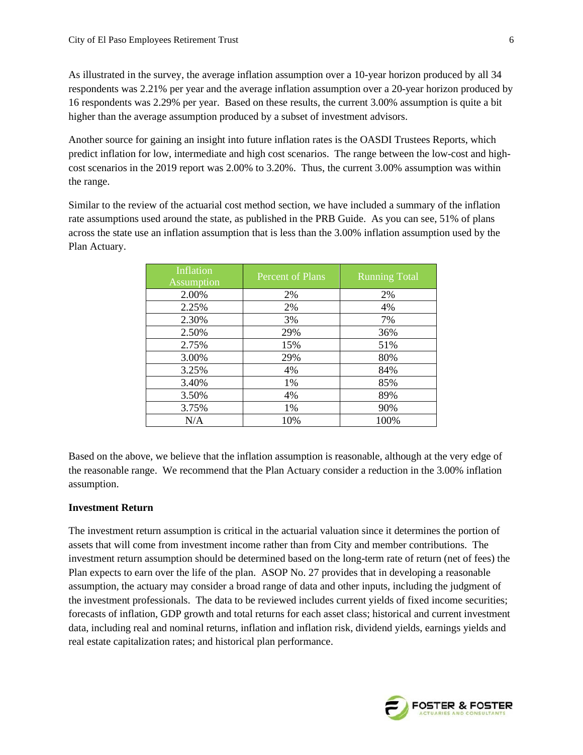As illustrated in the survey, the average inflation assumption over a 10-year horizon produced by all 34 respondents was 2.21% per year and the average inflation assumption over a 20-year horizon produced by 16 respondents was 2.29% per year. Based on these results, the current 3.00% assumption is quite a bit higher than the average assumption produced by a subset of investment advisors.

Another source for gaining an insight into future inflation rates is the OASDI Trustees Reports, which predict inflation for low, intermediate and high cost scenarios. The range between the low-cost and high-cost scenarios in the 2019 report was 2.00% to 3.20%. Thus, the current 3.00% assumption was within the range.

Similar to the review of the actuarial cost method section, we have included a summary of the inflation rate assumptions used around the state, as published in the PRB Guide. As you can see, 51% of plans across the state use an inflation assumption that is less than the 3.00% inflation assumption used by the Plan Actuary.

| Inflation Assumption | Percent of Plans | Running Total |
|---|---|---|
| 2.00% | 2% | 2% |
| 2.25% | 2% | 4% |
| 2.30% | 3% | 7% |
| 2.50% | 29% | 36% |
| 2.75% | 15% | 51% |
| 3.00% | 29% | 80% |
| 3.25% | 4% | 84% |
| 3.40% | 1% | 85% |
| 3.50% | 4% | 89% |
| 3.75% | 1% | 90% |
| N/A | 10% | 100% |

Based on the above, we believe that the inflation assumption is reasonable, although at the very edge of the reasonable range. We recommend that the Plan Actuary consider a reduction in the 3.00% inflation assumption.

**Investment Return**

The investment return assumption is critical in the actuarial valuation since it determines the portion of assets that will come from investment income rather than from City and member contributions. The investment return assumption should be determined based on the long-term rate of return (net of fees) the Plan expects to earn over the life of the plan. ASOP No. 27 provides that in developing a reasonable assumption, the actuary may consider a broad range of data and other inputs, including the judgment of the investment professionals. The data to be reviewed includes current yields of fixed income securities; forecasts of inflation, GDP growth and total returns for each asset class; historical and current investment data, including real and nominal returns, inflation and inflation risk, dividend yields, earnings yields and real estate capitalization rates; and historical plan performance.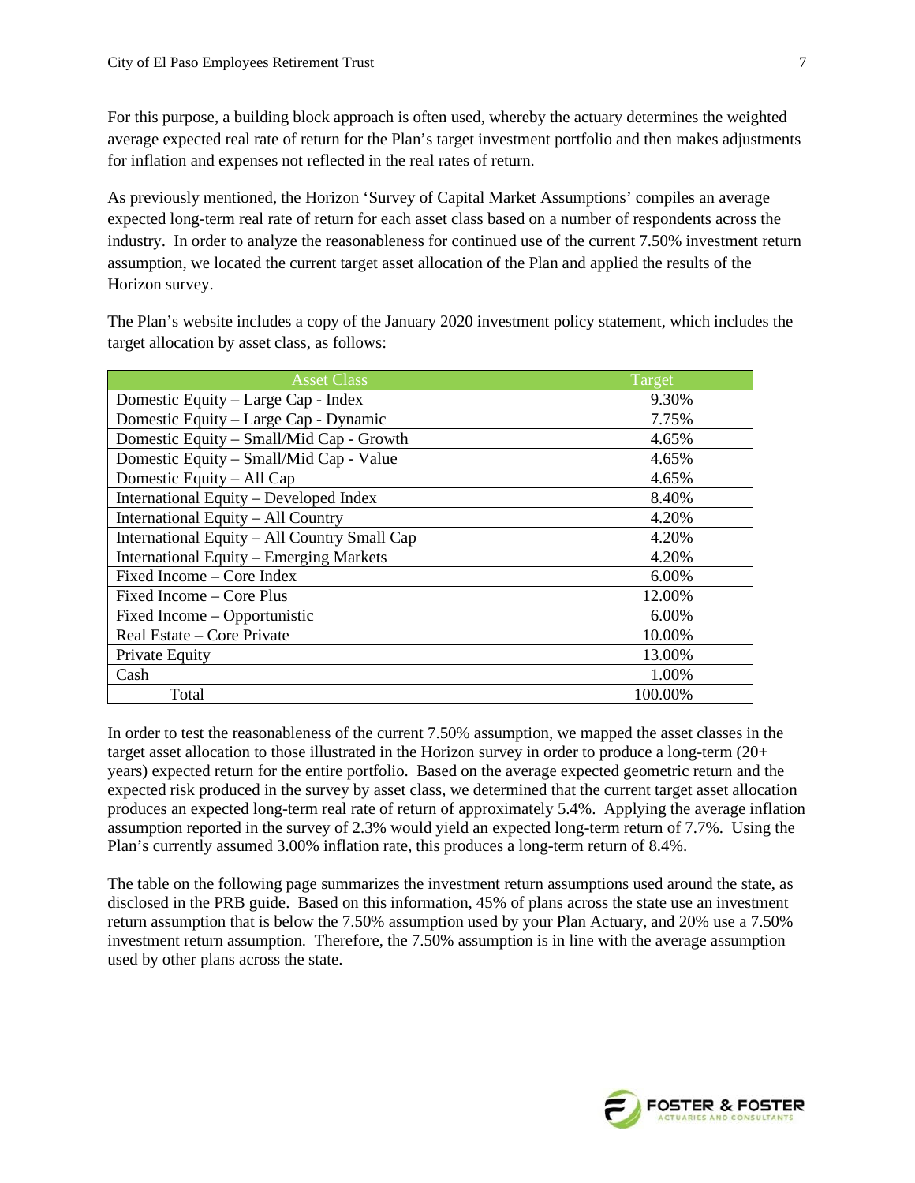For this purpose, a building block approach is often used, whereby the actuary determines the weighted average expected real rate of return for the Plan's target investment portfolio and then makes adjustments for inflation and expenses not reflected in the real rates of return.

As previously mentioned, the Horizon 'Survey of Capital Market Assumptions' compiles an average expected long-term real rate of return for each asset class based on a number of respondents across the industry. In order to analyze the reasonableness for continued use of the current 7.50% investment return assumption, we located the current target asset allocation of the Plan and applied the results of the Horizon survey.

The Plan's website includes a copy of the January 2020 investment policy statement, which includes the target allocation by asset class, as follows:

| Asset Class | Target |
|---|---|
| Domestic Equity – Large Cap - Index | 9.30% |
| Domestic Equity – Large Cap - Dynamic | 7.75% |
| Domestic Equity – Small/Mid Cap - Growth | 4.65% |
| Domestic Equity – Small/Mid Cap - Value | 4.65% |
| Domestic Equity – All Cap | 4.65% |
| International Equity – Developed Index | 8.40% |
| International Equity – All Country | 4.20% |
| International Equity – All Country Small Cap | 4.20% |
| International Equity – Emerging Markets | 4.20% |
| Fixed Income – Core Index | 6.00% |
| Fixed Income – Core Plus | 12.00% |
| Fixed Income – Opportunistic | 6.00% |
| Real Estate – Core Private | 10.00% |
| Private Equity | 13.00% |
| Cash | 1.00% |
| Total | 100.00% |

In order to test the reasonableness of the current 7.50% assumption, we mapped the asset classes in the target asset allocation to those illustrated in the Horizon survey in order to produce a long-term (20+ years) expected return for the entire portfolio. Based on the average expected geometric return and the expected risk produced in the survey by asset class, we determined that the current target asset allocation produces an expected long-term real rate of return of approximately 5.4%. Applying the average inflation assumption reported in the survey of 2.3% would yield an expected long-term return of 7.7%. Using the Plan's currently assumed 3.00% inflation rate, this produces a long-term return of 8.4%.

The table on the following page summarizes the investment return assumptions used around the state, as disclosed in the PRB guide. Based on this information, 45% of plans across the state use an investment return assumption that is below the 7.50% assumption used by your Plan Actuary, and 20% use a 7.50% investment return assumption. Therefore, the 7.50% assumption is in line with the average assumption used by other plans across the state.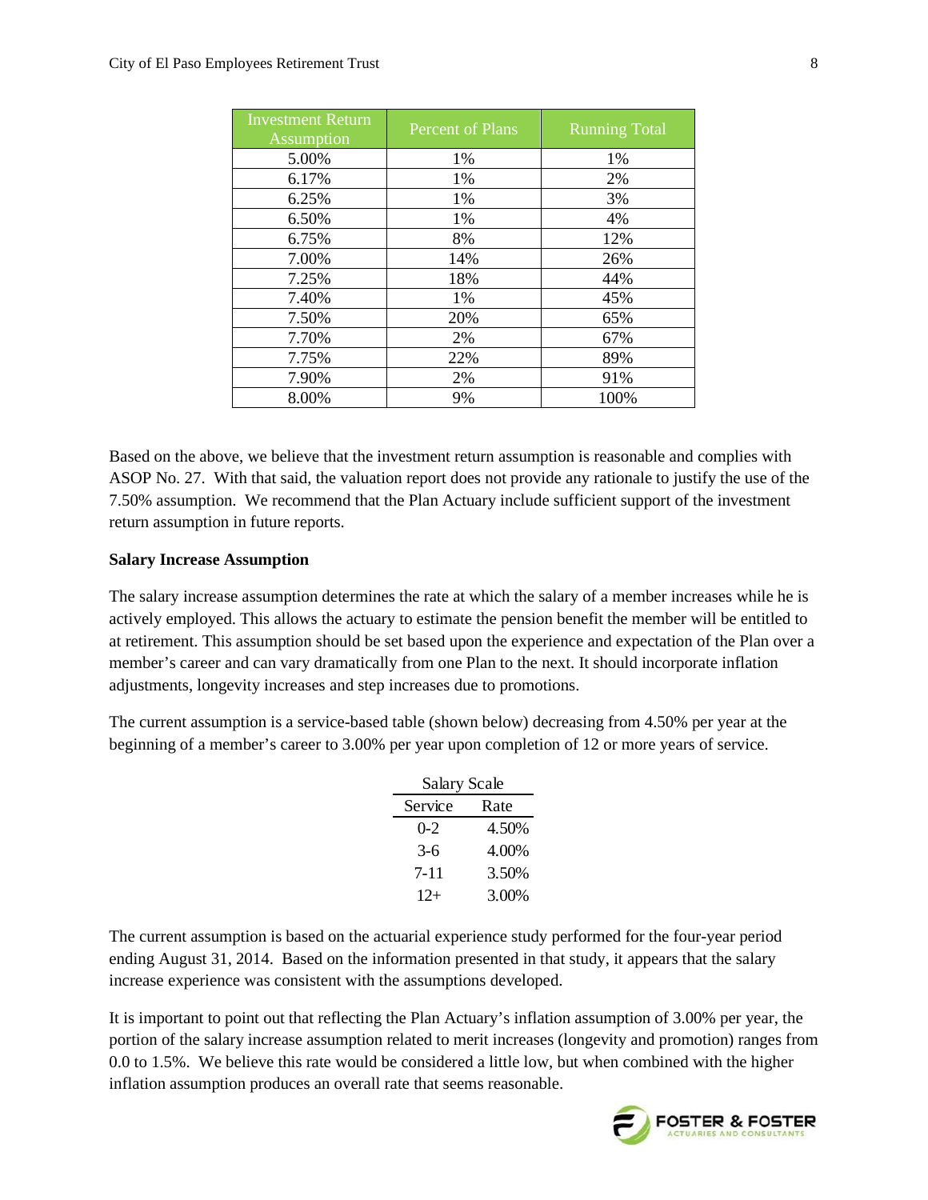| Investment Return Assumption | Percent of Plans | Running Total |
| --- | --- | --- |
| 5.00% | 1% | 1% |
| 6.17% | 1% | 2% |
| 6.25% | 1% | 3% |
| 6.50% | 1% | 4% |
| 6.75% | 8% | 12% |
| 7.00% | 14% | 26% |
| 7.25% | 18% | 44% |
| 7.40% | 1% | 45% |
| 7.50% | 20% | 65% |
| 7.70% | 2% | 67% |
| 7.75% | 22% | 89% |
| 7.90% | 2% | 91% |
| 8.00% | 9% | 100% |

Based on the above, we believe that the investment return assumption is reasonable and complies with ASOP No. 27. With that said, the valuation report does not provide any rationale to justify the use of the 7.50% assumption. We recommend that the Plan Actuary include sufficient support of the investment return assumption in future reports.

**Salary Increase Assumption**

The salary increase assumption determines the rate at which the salary of a member increases while he is actively employed. This allows the actuary to estimate the pension benefit the member will be entitled to at retirement. This assumption should be set based upon the experience and expectation of the Plan over a member's career and can vary dramatically from one Plan to the next. It should incorporate inflation adjustments, longevity increases and step increases due to promotions.

The current assumption is a service-based table (shown below) decreasing from 4.50% per year at the beginning of a member's career to 3.00% per year upon completion of 12 or more years of service.

| Salary Scale | |
| --- | --- |
| Service | Rate |
| 0-2 | 4.50% |
| 3-6 | 4.00% |
| 7-11 | 3.50% |
| 12+ | 3.00% |

The current assumption is based on the actuarial experience study performed for the four-year period ending August 31, 2014. Based on the information presented in that study, it appears that the salary increase experience was consistent with the assumptions developed.

It is important to point out that reflecting the Plan Actuary's inflation assumption of 3.00% per year, the portion of the salary increase assumption related to merit increases (longevity and promotion) ranges from 0.0 to 1.5%. We believe this rate would be considered a little low, but when combined with the higher inflation assumption produces an overall rate that seems reasonable.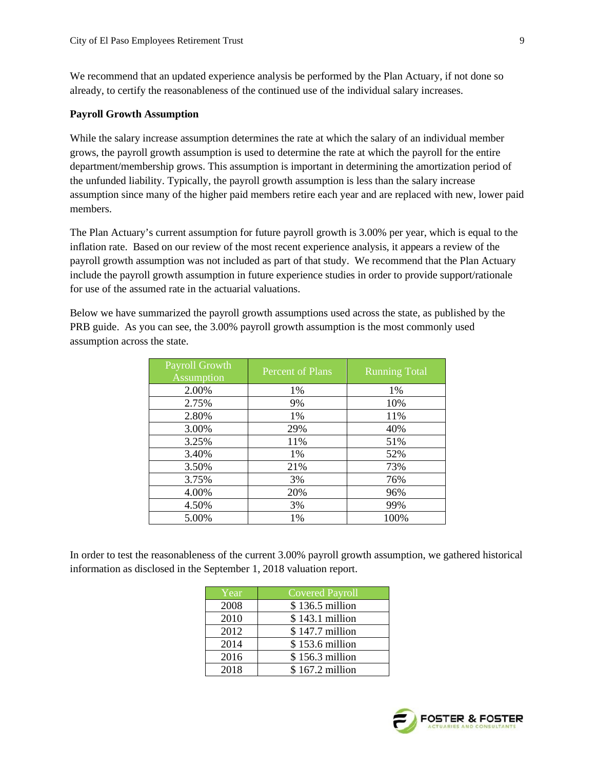We recommend that an updated experience analysis be performed by the Plan Actuary, if not done so already, to certify the reasonableness of the continued use of the individual salary increases.

**Payroll Growth Assumption**

While the salary increase assumption determines the rate at which the salary of an individual member grows, the payroll growth assumption is used to determine the rate at which the payroll for the entire department/membership grows. This assumption is important in determining the amortization period of the unfunded liability. Typically, the payroll growth assumption is less than the salary increase assumption since many of the higher paid members retire each year and are replaced with new, lower paid members.

The Plan Actuary's current assumption for future payroll growth is 3.00% per year, which is equal to the inflation rate. Based on our review of the most recent experience analysis, it appears a review of the payroll growth assumption was not included as part of that study. We recommend that the Plan Actuary include the payroll growth assumption in future experience studies in order to provide support/rationale for use of the assumed rate in the actuarial valuations.

Below we have summarized the payroll growth assumptions used across the state, as published by the PRB guide. As you can see, the 3.00% payroll growth assumption is the most commonly used assumption across the state.

| Payroll Growth Assumption | Percent of Plans | Running Total |
|---|---|---|
| 2.00% | 1% | 1% |
| 2.75% | 9% | 10% |
| 2.80% | 1% | 11% |
| 3.00% | 29% | 40% |
| 3.25% | 11% | 51% |
| 3.40% | 1% | 52% |
| 3.50% | 21% | 73% |
| 3.75% | 3% | 76% |
| 4.00% | 20% | 96% |
| 4.50% | 3% | 99% |
| 5.00% | 1% | 100% |

In order to test the reasonableness of the current 3.00% payroll growth assumption, we gathered historical information as disclosed in the September 1, 2018 valuation report.

| Year | Covered Payroll |
|---|---|
| 2008 | $ 136.5 million |
| 2010 | $ 143.1 million |
| 2012 | $ 147.7 million |
| 2014 | $ 153.6 million |
| 2016 | $ 156.3 million |
| 2018 | $ 167.2 million |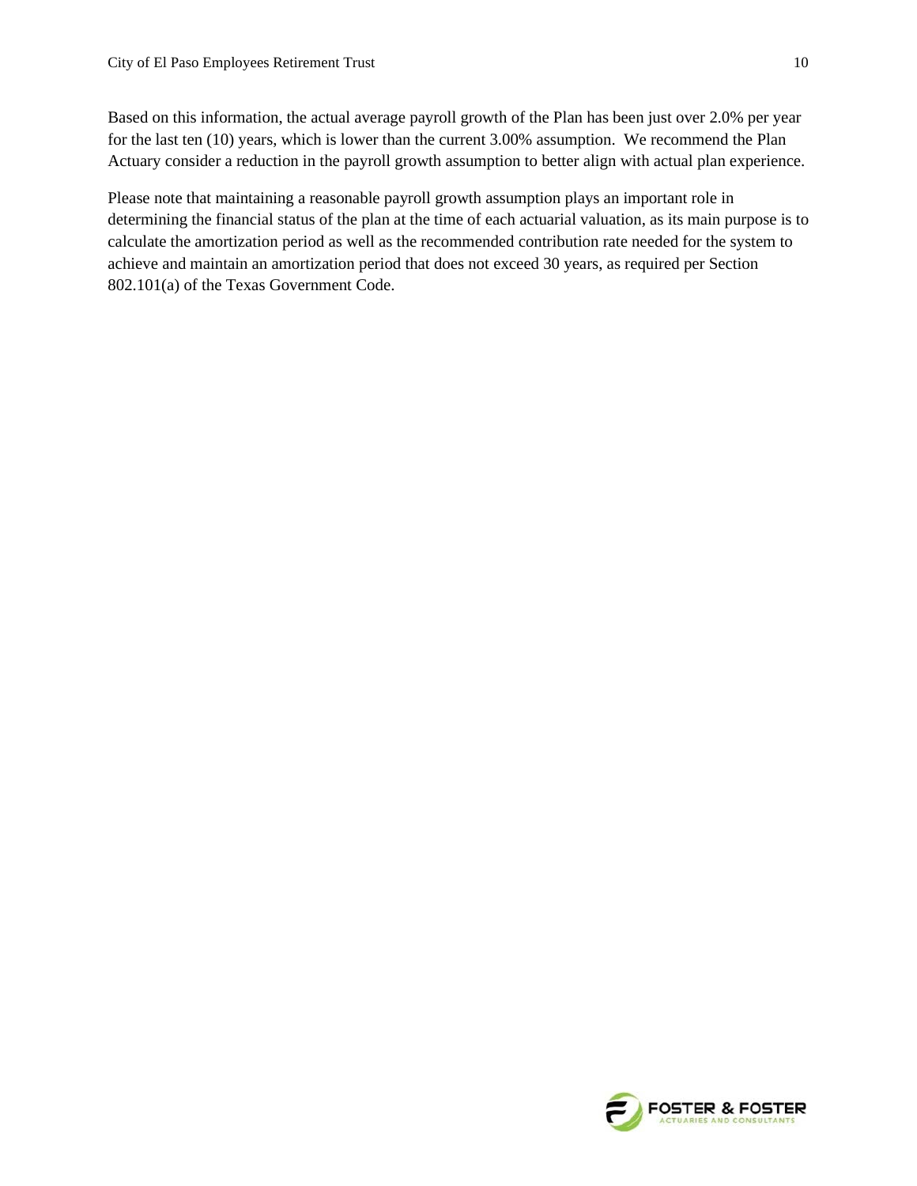Based on this information, the actual average payroll growth of the Plan has been just over 2.0% per year for the last ten (10) years, which is lower than the current 3.00% assumption. We recommend the Plan Actuary consider a reduction in the payroll growth assumption to better align with actual plan experience.

Please note that maintaining a reasonable payroll growth assumption plays an important role in determining the financial status of the plan at the time of each actuarial valuation, as its main purpose is to calculate the amortization period as well as the recommended contribution rate needed for the system to achieve and maintain an amortization period that does not exceed 30 years, as required per Section 802.101(a) of the Texas Government Code.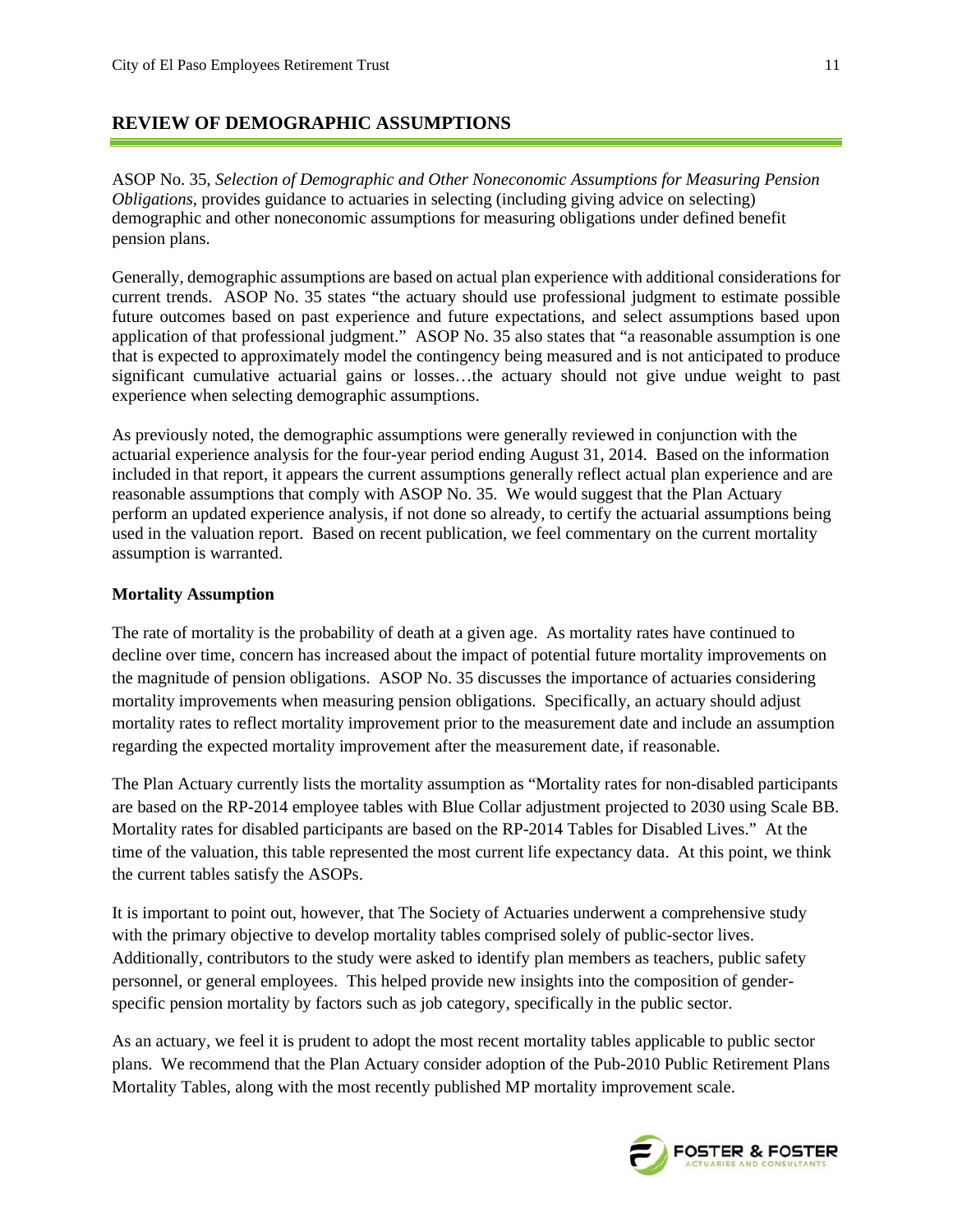## REVIEW OF DEMOGRAPHIC ASSUMPTIONS

ASOP No. 35, *Selection of Demographic and Other Noneconomic Assumptions for Measuring Pension Obligations*, provides guidance to actuaries in selecting (including giving advice on selecting) demographic and other noneconomic assumptions for measuring obligations under defined benefit pension plans.

Generally, demographic assumptions are based on actual plan experience with additional considerations for current trends. ASOP No. 35 states "the actuary should use professional judgment to estimate possible future outcomes based on past experience and future expectations, and select assumptions based upon application of that professional judgment." ASOP No. 35 also states that "a reasonable assumption is one that is expected to approximately model the contingency being measured and is not anticipated to produce significant cumulative actuarial gains or losses…the actuary should not give undue weight to past experience when selecting demographic assumptions.

As previously noted, the demographic assumptions were generally reviewed in conjunction with the actuarial experience analysis for the four-year period ending August 31, 2014. Based on the information included in that report, it appears the current assumptions generally reflect actual plan experience and are reasonable assumptions that comply with ASOP No. 35. We would suggest that the Plan Actuary perform an updated experience analysis, if not done so already, to certify the actuarial assumptions being used in the valuation report. Based on recent publication, we feel commentary on the current mortality assumption is warranted.

**Mortality Assumption**

The rate of mortality is the probability of death at a given age. As mortality rates have continued to decline over time, concern has increased about the impact of potential future mortality improvements on the magnitude of pension obligations. ASOP No. 35 discusses the importance of actuaries considering mortality improvements when measuring pension obligations. Specifically, an actuary should adjust mortality rates to reflect mortality improvement prior to the measurement date and include an assumption regarding the expected mortality improvement after the measurement date, if reasonable.

The Plan Actuary currently lists the mortality assumption as "Mortality rates for non-disabled participants are based on the RP-2014 employee tables with Blue Collar adjustment projected to 2030 using Scale BB. Mortality rates for disabled participants are based on the RP-2014 Tables for Disabled Lives." At the time of the valuation, this table represented the most current life expectancy data. At this point, we think the current tables satisfy the ASOPs.

It is important to point out, however, that The Society of Actuaries underwent a comprehensive study with the primary objective to develop mortality tables comprised solely of public-sector lives. Additionally, contributors to the study were asked to identify plan members as teachers, public safety personnel, or general employees. This helped provide new insights into the composition of gender-specific pension mortality by factors such as job category, specifically in the public sector.

As an actuary, we feel it is prudent to adopt the most recent mortality tables applicable to public sector plans. We recommend that the Plan Actuary consider adoption of the Pub-2010 Public Retirement Plans Mortality Tables, along with the most recently published MP mortality improvement scale.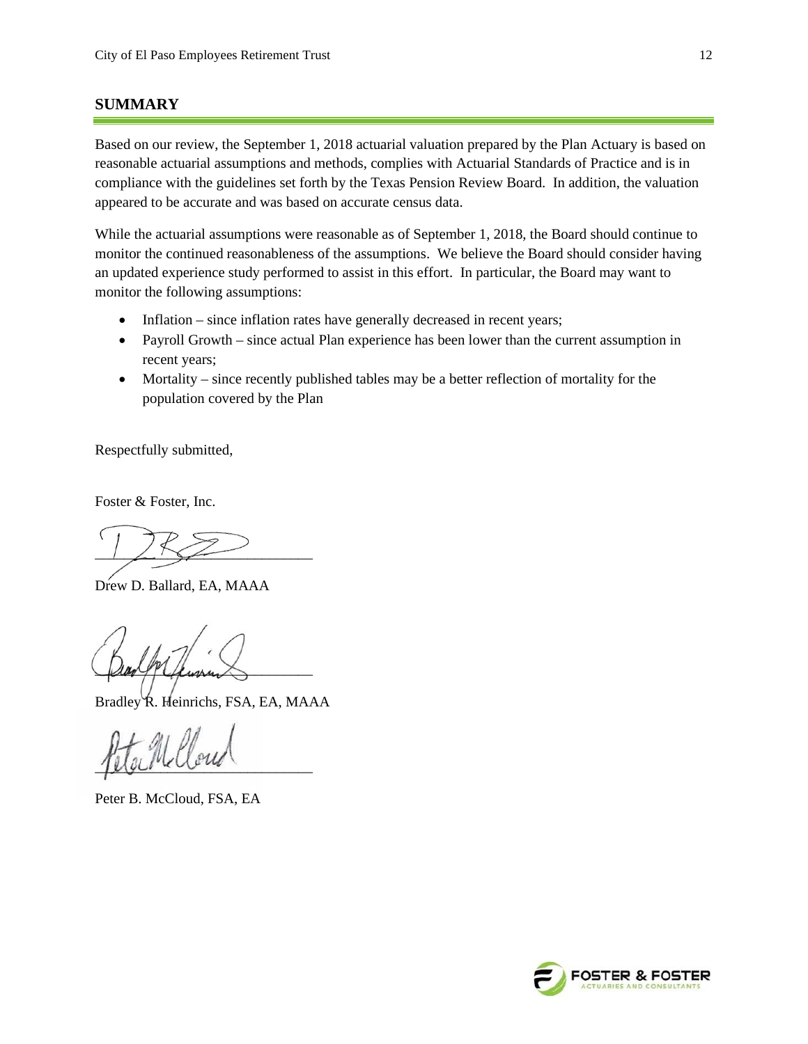## SUMMARY

Based on our review, the September 1, 2018 actuarial valuation prepared by the Plan Actuary is based on reasonable actuarial assumptions and methods, complies with Actuarial Standards of Practice and is in compliance with the guidelines set forth by the Texas Pension Review Board. In addition, the valuation appeared to be accurate and was based on accurate census data.

While the actuarial assumptions were reasonable as of September 1, 2018, the Board should continue to monitor the continued reasonableness of the assumptions. We believe the Board should consider having an updated experience study performed to assist in this effort. In particular, the Board may want to monitor the following assumptions:

- Inflation – since inflation rates have generally decreased in recent years;
- Payroll Growth – since actual Plan experience has been lower than the current assumption in recent years;
- Mortality – since recently published tables may be a better reflection of mortality for the population covered by the Plan

Respectfully submitted,

Foster & Foster, Inc.

Drew D. Ballard, EA, MAAA

Bradley R. Heinrichs, FSA, EA, MAAA

Peter B. McCloud, FSA, EA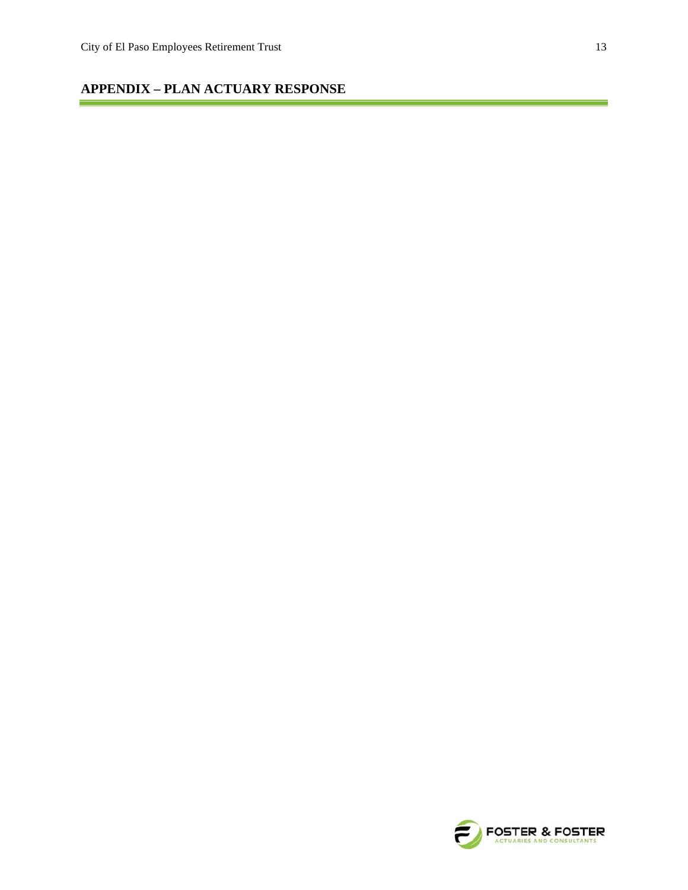## APPENDIX – PLAN ACTUARY RESPONSE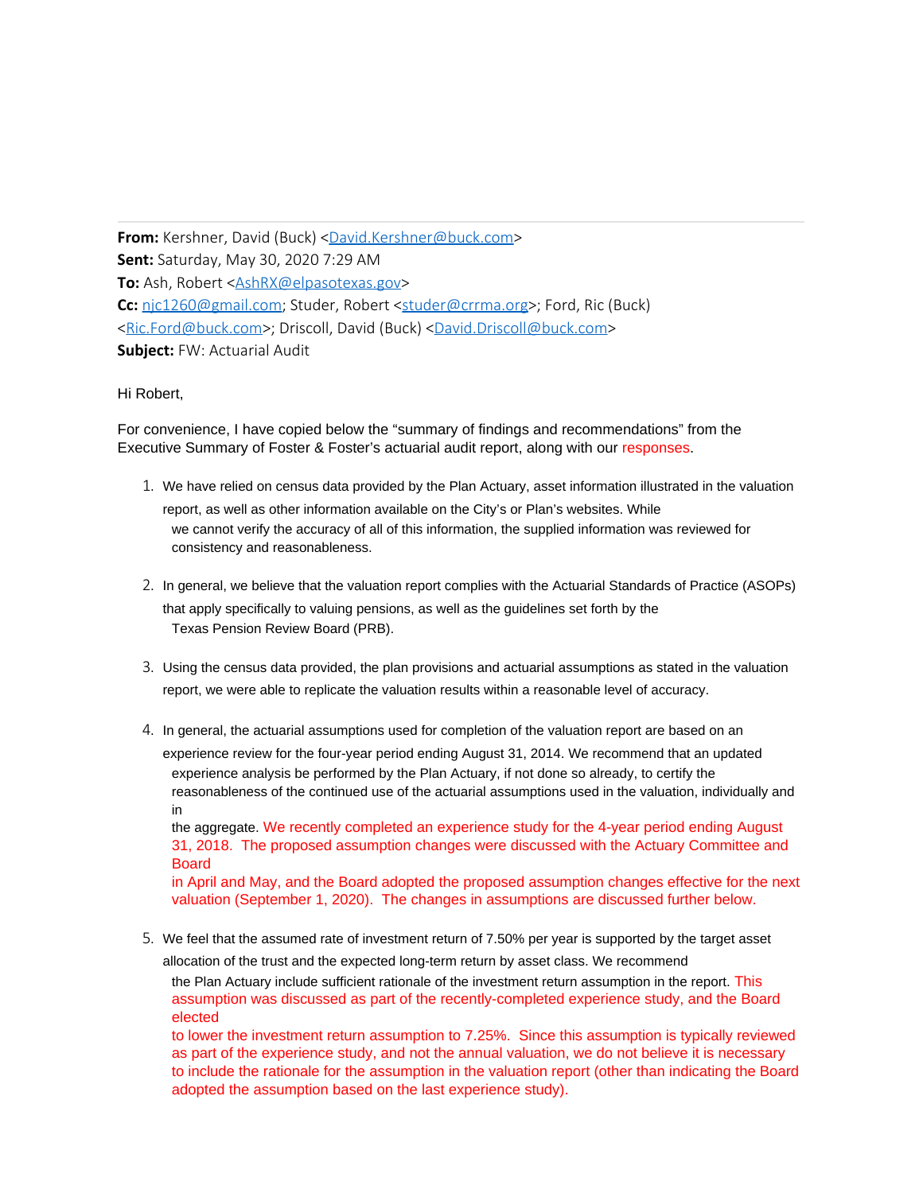**From:** Kershner, David (Buck) <David.Kershner@buck.com>
**Sent:** Saturday, May 30, 2020 7:29 AM
**To:** Ash, Robert <AshRX@elpasotexas.gov>
**Cc:** njc1260@gmail.com; Studer, Robert <studer@crrma.org>; Ford, Ric (Buck) <Ric.Ford@buck.com>; Driscoll, David (Buck) <David.Driscoll@buck.com>
**Subject:** FW: Actuarial Audit

Hi Robert,

For convenience, I have copied below the "summary of findings and recommendations" from the Executive Summary of Foster & Foster's actuarial audit report, along with our responses.

1. We have relied on census data provided by the Plan Actuary, asset information illustrated in the valuation report, as well as other information available on the City's or Plan's websites. While we cannot verify the accuracy of all of this information, the supplied information was reviewed for consistency and reasonableness.

2. In general, we believe that the valuation report complies with the Actuarial Standards of Practice (ASOPs) that apply specifically to valuing pensions, as well as the guidelines set forth by the Texas Pension Review Board (PRB).

3. Using the census data provided, the plan provisions and actuarial assumptions as stated in the valuation report, we were able to replicate the valuation results within a reasonable level of accuracy.

4. In general, the actuarial assumptions used for completion of the valuation report are based on an experience review for the four-year period ending August 31, 2014. We recommend that an updated experience analysis be performed by the Plan Actuary, if not done so already, to certify the reasonableness of the continued use of the actuarial assumptions used in the valuation, individually and in the aggregate. We recently completed an experience study for the 4-year period ending August 31, 2018. The proposed assumption changes were discussed with the Actuary Committee and Board in April and May, and the Board adopted the proposed assumption changes effective for the next valuation (September 1, 2020). The changes in assumptions are discussed further below.

5. We feel that the assumed rate of investment return of 7.50% per year is supported by the target asset allocation of the trust and the expected long-term return by asset class. We recommend the Plan Actuary include sufficient rationale of the investment return assumption in the report. This assumption was discussed as part of the recently-completed experience study, and the Board elected to lower the investment return assumption to 7.25%. Since this assumption is typically reviewed as part of the experience study, and not the annual valuation, we do not believe it is necessary to include the rationale for the assumption in the valuation report (other than indicating the Board adopted the assumption based on the last experience study).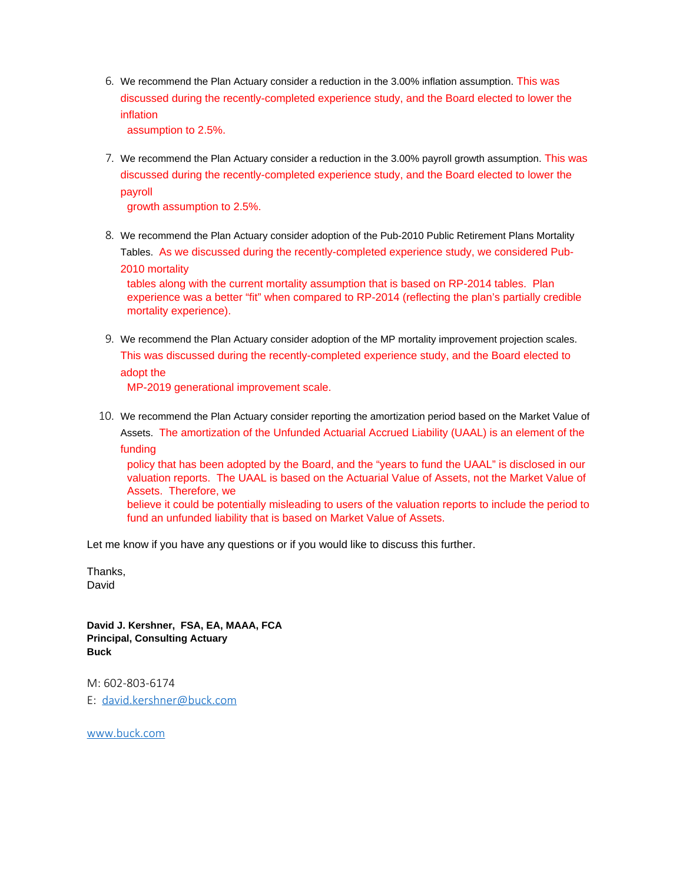6. We recommend the Plan Actuary consider a reduction in the 3.00% inflation assumption. This was discussed during the recently-completed experience study, and the Board elected to lower the inflation assumption to 2.5%.

7. We recommend the Plan Actuary consider a reduction in the 3.00% payroll growth assumption. This was discussed during the recently-completed experience study, and the Board elected to lower the payroll growth assumption to 2.5%.

8. We recommend the Plan Actuary consider adoption of the Pub-2010 Public Retirement Plans Mortality Tables. As we discussed during the recently-completed experience study, we considered Pub-2010 mortality tables along with the current mortality assumption that is based on RP-2014 tables. Plan experience was a better "fit" when compared to RP-2014 (reflecting the plan's partially credible mortality experience).

9. We recommend the Plan Actuary consider adoption of the MP mortality improvement projection scales. This was discussed during the recently-completed experience study, and the Board elected to adopt the MP-2019 generational improvement scale.

10. We recommend the Plan Actuary consider reporting the amortization period based on the Market Value of Assets. The amortization of the Unfunded Actuarial Accrued Liability (UAAL) is an element of the funding policy that has been adopted by the Board, and the "years to fund the UAAL" is disclosed in our valuation reports. The UAAL is based on the Actuarial Value of Assets, not the Market Value of Assets. Therefore, we believe it could be potentially misleading to users of the valuation reports to include the period to fund an unfunded liability that is based on Market Value of Assets.

Let me know if you have any questions or if you would like to discuss this further.

Thanks,
David

**David J. Kershner, FSA, EA, MAAA, FCA**
**Principal, Consulting Actuary**
**Buck**

M: 602-803-6174
E: david.kershner@buck.com

www.buck.com